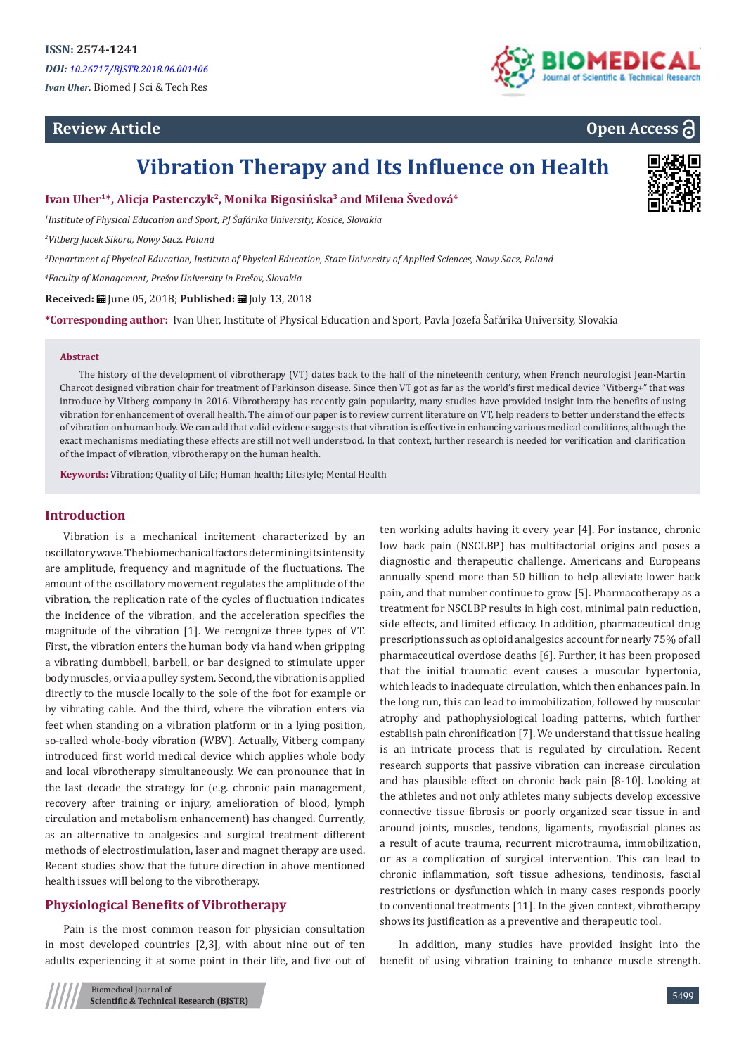ISSN: 2574-1241

*DOI: 10.26717/BJSTR.2018.06.001406*

*Ivan Uher.* Biomed J Sci & Tech Res

**Review Article** **Open Access**

# Vibration Therapy and Its Influence on Health

**Ivan Uher[1]\*, Alicja Pasterczyk[2], Monika Bigosińska[3] and Milena Švedová[4]**

[1]*Institute of Physical Education and Sport, PJ Šafárika University, Kosice, Slovakia*

[2]*Vitberg Jacek Sikora, Nowy Sacz, Poland*

[3]*Department of Physical Education, Institute of Physical Education, State University of Applied Sciences, Nowy Sacz, Poland*

[4]*Faculty of Management, Prešov University in Prešov, Slovakia*

**Received:** June 05, 2018; **Published:** July 13, 2018

**\*Corresponding author:** Ivan Uher, Institute of Physical Education and Sport, Pavla Jozefa Šafárika University, Slovakia

**Abstract**

The history of the development of vibrotherapy (VT) dates back to the half of the nineteenth century, when French neurologist Jean-Martin Charcot designed vibration chair for treatment of Parkinson disease. Since then VT got as far as the world's first medical device "Vitberg+" that was introduce by Vitberg company in 2016. Vibrotherapy has recently gain popularity, many studies have provided insight into the benefits of using vibration for enhancement of overall health. The aim of our paper is to review current literature on VT, help readers to better understand the effects of vibration on human body. We can add that valid evidence suggests that vibration is effective in enhancing various medical conditions, although the exact mechanisms mediating these effects are still not well understood. In that context, further research is needed for verification and clarification of the impact of vibration, vibrotherapy on the human health.

**Keywords:** Vibration; Quality of Life; Human health; Lifestyle; Mental Health

## Introduction

Vibration is a mechanical incitement characterized by an oscillatory wave. The biomechanical factors determining its intensity are amplitude, frequency and magnitude of the fluctuations. The amount of the oscillatory movement regulates the amplitude of the vibration, the replication rate of the cycles of fluctuation indicates the incidence of the vibration, and the acceleration specifies the magnitude of the vibration [1]. We recognize three types of VT. First, the vibration enters the human body via hand when gripping a vibrating dumbbell, barbell, or bar designed to stimulate upper body muscles, or via a pulley system. Second, the vibration is applied directly to the muscle locally to the sole of the foot for example or by vibrating cable. And the third, where the vibration enters via feet when standing on a vibration platform or in a lying position, so-called whole-body vibration (WBV). Actually, Vitberg company introduced first world medical device which applies whole body and local vibrotherapy simultaneously. We can pronounce that in the last decade the strategy for (e.g. chronic pain management, recovery after training or injury, amelioration of blood, lymph circulation and metabolism enhancement) has changed. Currently, as an alternative to analgesics and surgical treatment different methods of electrostimulation, laser and magnet therapy are used. Recent studies show that the future direction in above mentioned health issues will belong to the vibrotherapy.

## Physiological Benefits of Vibrotherapy

Pain is the most common reason for physician consultation in most developed countries [2,3], with about nine out of ten adults experiencing it at some point in their life, and five out of ten working adults having it every year [4]. For instance, chronic low back pain (NSCLBP) has multifactorial origins and poses a diagnostic and therapeutic challenge. Americans and Europeans annually spend more than 50 billion to help alleviate lower back pain, and that number continue to grow [5]. Pharmacotherapy as a treatment for NSCLBP results in high cost, minimal pain reduction, side effects, and limited efficacy. In addition, pharmaceutical drug prescriptions such as opioid analgesics account for nearly 75% of all pharmaceutical overdose deaths [6]. Further, it has been proposed that the initial traumatic event causes a muscular hypertonia, which leads to inadequate circulation, which then enhances pain. In the long run, this can lead to immobilization, followed by muscular atrophy and pathophysiological loading patterns, which further establish pain chronification [7]. We understand that tissue healing is an intricate process that is regulated by circulation. Recent research supports that passive vibration can increase circulation and has plausible effect on chronic back pain [8-10]. Looking at the athletes and not only athletes many subjects develop excessive connective tissue fibrosis or poorly organized scar tissue in and around joints, muscles, tendons, ligaments, myofascial planes as a result of acute trauma, recurrent microtrauma, immobilization, or as a complication of surgical intervention. This can lead to chronic inflammation, soft tissue adhesions, tendinosis, fascial restrictions or dysfunction which in many cases responds poorly to conventional treatments [11]. In the given context, vibrotherapy shows its justification as a preventive and therapeutic tool.

In addition, many studies have provided insight into the benefit of using vibration training to enhance muscle strength.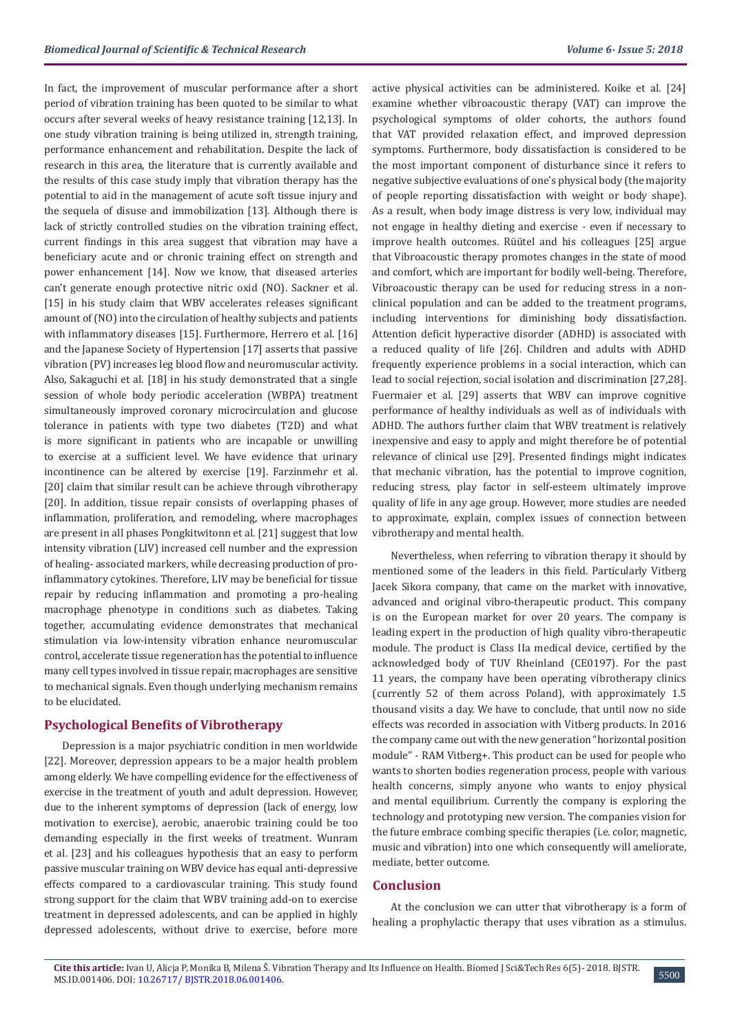In fact, the improvement of muscular performance after a short period of vibration training has been quoted to be similar to what occurs after several weeks of heavy resistance training [12,13]. In one study vibration training is being utilized in, strength training, performance enhancement and rehabilitation. Despite the lack of research in this area, the literature that is currently available and the results of this case study imply that vibration therapy has the potential to aid in the management of acute soft tissue injury and the sequela of disuse and immobilization [13]. Although there is lack of strictly controlled studies on the vibration training effect, current findings in this area suggest that vibration may have a beneficiary acute and or chronic training effect on strength and power enhancement [14]. Now we know, that diseased arteries can't generate enough protective nitric oxid (NO). Sackner et al. [15] in his study claim that WBV accelerates releases significant amount of (NO) into the circulation of healthy subjects and patients with inflammatory diseases [15]. Furthermore, Herrero et al. [16] and the Japanese Society of Hypertension [17] asserts that passive vibration (PV) increases leg blood flow and neuromuscular activity. Also, Sakaguchi et al. [18] in his study demonstrated that a single session of whole body periodic acceleration (WBPA) treatment simultaneously improved coronary microcirculation and glucose tolerance in patients with type two diabetes (T2D) and what is more significant in patients who are incapable or unwilling to exercise at a sufficient level. We have evidence that urinary incontinence can be altered by exercise [19]. Farzinmehr et al. [20] claim that similar result can be achieve through vibrotherapy [20]. In addition, tissue repair consists of overlapping phases of inflammation, proliferation, and remodeling, where macrophages are present in all phases Pongkitwitonn et al. [21] suggest that low intensity vibration (LIV) increased cell number and the expression of healing- associated markers, while decreasing production of pro-inflammatory cytokines. Therefore, LIV may be beneficial for tissue repair by reducing inflammation and promoting a pro-healing macrophage phenotype in conditions such as diabetes. Taking together, accumulating evidence demonstrates that mechanical stimulation via low-intensity vibration enhance neuromuscular control, accelerate tissue regeneration has the potential to influence many cell types involved in tissue repair, macrophages are sensitive to mechanical signals. Even though underlying mechanism remains to be elucidated.

## Psychological Benefits of Vibrotherapy

Depression is a major psychiatric condition in men worldwide [22]. Moreover, depression appears to be a major health problem among elderly. We have compelling evidence for the effectiveness of exercise in the treatment of youth and adult depression. However, due to the inherent symptoms of depression (lack of energy, low motivation to exercise), aerobic, anaerobic training could be too demanding especially in the first weeks of treatment. Wunram et al. [23] and his colleagues hypothesis that an easy to perform passive muscular training on WBV device has equal anti-depressive effects compared to a cardiovascular training. This study found strong support for the claim that WBV training add-on to exercise treatment in depressed adolescents, and can be applied in highly depressed adolescents, without drive to exercise, before more active physical activities can be administered. Koike et al. [24] examine whether vibroacoustic therapy (VAT) can improve the psychological symptoms of older cohorts, the authors found that VAT provided relaxation effect, and improved depression symptoms. Furthermore, body dissatisfaction is considered to be the most important component of disturbance since it refers to negative subjective evaluations of one's physical body (the majority of people reporting dissatisfaction with weight or body shape). As a result, when body image distress is very low, individual may not engage in healthy dieting and exercise - even if necessary to improve health outcomes. Rüütel and his colleagues [25] argue that Vibroacoustic therapy promotes changes in the state of mood and comfort, which are important for bodily well-being. Therefore, Vibroacoustic therapy can be used for reducing stress in a non-clinical population and can be added to the treatment programs, including interventions for diminishing body dissatisfaction. Attention deficit hyperactive disorder (ADHD) is associated with a reduced quality of life [26]. Children and adults with ADHD frequently experience problems in a social interaction, which can lead to social rejection, social isolation and discrimination [27,28]. Fuermaier et al. [29] asserts that WBV can improve cognitive performance of healthy individuals as well as of individuals with ADHD. The authors further claim that WBV treatment is relatively inexpensive and easy to apply and might therefore be of potential relevance of clinical use [29]. Presented findings might indicates that mechanic vibration, has the potential to improve cognition, reducing stress, play factor in self-esteem ultimately improve quality of life in any age group. However, more studies are needed to approximate, explain, complex issues of connection between vibrotherapy and mental health.

Nevertheless, when referring to vibration therapy it should by mentioned some of the leaders in this field. Particularly Vitberg Jacek Sikora company, that came on the market with innovative, advanced and original vibro-therapeutic product. This company is on the European market for over 20 years. The company is leading expert in the production of high quality vibro-therapeutic module. The product is Class IIa medical device, certified by the acknowledged body of TUV Rheinland (CE0197). For the past 11 years, the company have been operating vibrotherapy clinics (currently 52 of them across Poland), with approximately 1.5 thousand visits a day. We have to conclude, that until now no side effects was recorded in association with Vitberg products. In 2016 the company came out with the new generation "horizontal position module" - RAM Vitberg+. This product can be used for people who wants to shorten bodies regeneration process, people with various health concerns, simply anyone who wants to enjoy physical and mental equilibrium. Currently the company is exploring the technology and prototyping new version. The companies vision for the future embrace combing specific therapies (i.e. color, magnetic, music and vibration) into one which consequently will ameliorate, mediate, better outcome.

## Conclusion

At the conclusion we can utter that vibrotherapy is a form of healing a prophylactic therapy that uses vibration as a stimulus.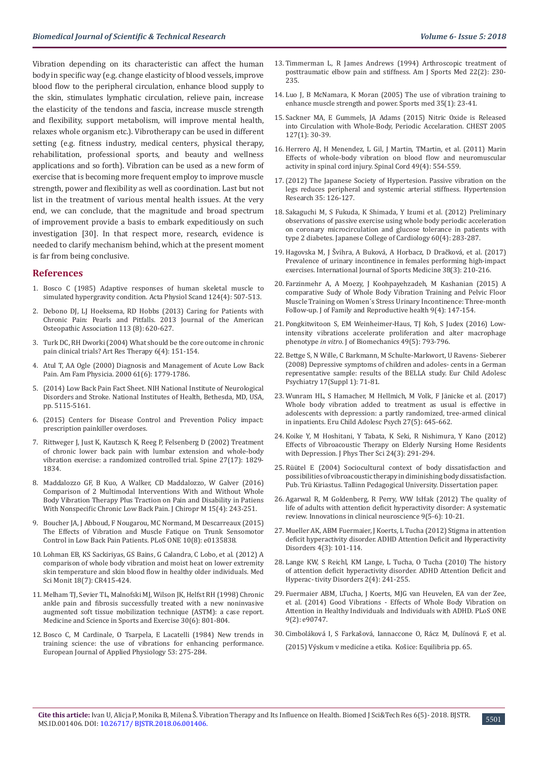Vibration depending on its characteristic can affect the human body in specific way (e.g. change elasticity of blood vessels, improve blood flow to the peripheral circulation, enhance blood supply to the skin, stimulates lymphatic circulation, relieve pain, increase the elasticity of the tendons and fascia, increase muscle strength and flexibility, support metabolism, will improve mental health, relaxes whole organism etc.). Vibrotherapy can be used in different setting (e.g. fitness industry, medical centers, physical therapy, rehabilitation, professional sports, and beauty and wellness applications and so forth). Vibration can be used as a new form of exercise that is becoming more frequent employ to improve muscle strength, power and flexibility as well as coordination. Last but not list in the treatment of various mental health issues. At the very end, we can conclude, that the magnitude and broad spectrum of improvement provide a basis to embark expeditiously on such investigation [30]. In that respect more, research, evidence is needed to clarify mechanism behind, which at the present moment is far from being conclusive.

## References

1. Bosco C (1985) Adaptive responses of human skeletal muscle to simulated hypergravity condition. Acta Physiol Scand 124(4): 507-513.
2. Debono DJ, LJ Hoeksema, RD Hobbs (2013) Caring for Patients with Chronic Pain: Pearls and Pitfalls. 2013 Journal of the American Osteopathic Association 113 (8): 620-627.
3. Turk DC, RH Dworki (2004) What should be the core outcome in chronic pain clinical trials? Art Res Therapy 6(4): 151-154.
4. Atul T, AA Ogle (2000) Diagnosis and Management of Acute Low Back Pain. Am Fam Physicia. 2000 61(6): 1779-1786.
5. (2014) Low Back Pain Fact Sheet. NIH National Institute of Neurological Disorders and Stroke. National Institutes of Health, Bethesda, MD, USA, pp. 5115-5161.
6. (2015) Centers for Disease Control and Prevention Policy impact: prescription painkiller overdoses.
7. Rittweger J, Just K, Kautzsch K, Reeg P, Felsenberg D (2002) Treatment of chronic lower back pain with lumbar extension and whole-body vibration exercise: a randomized controlled trial. Spine 27(17): 1829-1834.
8. Maddalozzo GF, B Kuo, A Walker, CD Maddalozzo, W Galver (2016) Comparison of 2 Multimodal Interventions With and Without Whole Body Vibration Therapy Plus Traction on Pain and Disability in Patiens With Nonspecific Chronic Low Back Pain. J Chiropr M 15(4): 243-251.
9. Boucher JA, J Abboud, F Nougarou, MC Normand, M Descarreaux (2015) The Effects of Vibration and Muscle Fatique on Trunk Sensomotor Control in Low Back Pain Patients. PLoS ONE 10(8): e0135838.
10. Lohman EB, KS Sackiriyas, GS Bains, G Calandra, C Lobo, et al. (2012) A comparison of whole body vibration and moist heat on lower extremity skin temperature and skin blood flow in healthy older individuals. Med Sci Monit 18(7): CR415-424.
11. Melham TJ, Sevier TL, Malnofski MJ, Wilson JK, Helfst RH (1998) Chronic ankle pain and fibrosis successfully treated with a new noninvasive augmented soft tissue mobilization technique (ASTM): a case report. Medicine and Science in Sports and Exercise 30(6): 801-804.
12. Bosco C, M Cardinale, O Tsarpela, E Lacatelli (1984) New trends in training science: the use of vibrations for enhancing performance. European Journal of Applied Physiology 53: 275-284.
13. Timmerman L, R James Andrews (1994) Arthroscopic treatment of posttraumatic elbow pain and stiffness. Am J Sports Med 22(2): 230-235.
14. Luo J, B McNamara, K Moran (2005) The use of vibration training to enhance muscle strength and power. Sports med 35(1): 23-41.
15. Sackner MA, E Gummels, JA Adams (2015) Nitric Oxide is Released into Circulation with Whole-Body, Periodic Accelaration. CHEST 2005 127(1): 30-39.
16. Herrero AJ, H Menendez, L Gil, J Martin, TMartin, et al. (2011) Marin Effects of whole-body vibration on blood flow and neuromuscular activity in spinal cord injury. Spinal Cord 49(4): 554-559.
17. (2012) The Japanese Society of Hypertesion. Passive vibration on the legs reduces peripheral and systemic arterial stiffness. Hypertension Research 35: 126-127.
18. Sakaguchi M, S Fukuda, K Shimada, Y Izumi et al. (2012) Preliminary observations of passive exercise using whole body periodic acceleration on coronary microcirculation and glucose tolerance in patients with type 2 diabetes. Japanese College of Cardiology 60(4): 283-287.
19. Hagovska M, J Švihra, A Buková, A Horbacz, D Dračková, et al. (2017) Prevalence of urinary incontinence in females performing high-impact exercises. International Journal of Sports Medicine 38(3): 210-216.
20. Farzinmehr A, A Moezy, J Koohpayehzadeh, M Kashanian (2015) A comparative Sudy of Whole Body Vibration Training and Pelvic Floor Muscle Training on Women´s Stress Urinary Incontinence: Three-month Follow-up. J of Family and Reproductive health 9(4): 147-154.
21. Pongkitwitoon S, EM Weinheimer-Haus, TJ Koh, S Judex (2016) Low-intensity vibrations accelerate proliferation and alter macrophage phenotype *in vitro*. J of Biomechanics 49(5): 793-796.
22. Bettge S, N Wille, C Barkmann, M Schulte-Markwort, U Ravens- Sieberer (2008) Depressive symptoms of children and adoles- cents in a German representative sample: results of the BELLA study. Eur Child Adolesc Psychiatry 17(Suppl 1): 71-81.
23. Wunram HL, S Hamacher, M Hellmich, M Volk, F Jänicke et al. (2017) Whole body vibration added to treatment as usual is effective in adolescents with depression: a partly randomized, tree-armed clinical in inpatients. Eru Child Adolesc Psych 27(5): 645-662.
24. Koike Y, M Hoshitani, Y Tabata, K Seki, R Nishimura, Y Kano (2012) Effects of Vibroacoustic Therapy on Elderly Nursing Home Residents with Depression. J Phys Ther Sci 24(3): 291-294.
25. Rüütel E (2004) Sociocultural context of body dissatisfaction and possibilities of vibroacoustic therapy in diminishing body dissatisfaction. Pub. Trü Kiriastus. Tallinn Pedagogical University. Dissertation paper.
26. Agarwal R, M Goldenberg, R Perry, WW IsHak (2012) The quality of life of adults with attention deficit hyperactivity disorder: A systematic review. Innovations in clinical neuroscience 9(5-6): 10-21.
27. Mueller AK, ABM Fuermaier, J Koerts, L Tucha (2012) Stigma in attention deficit hyperactivity disorder. ADHD Attention Deficit and Hyperactivity Disorders 4(3): 101-114.
28. Lange KW, S Reichl, KM Lange, L Tucha, O Tucha (2010) The history of attention deficit hyperactivity disorder. ADHD Attention Deficit and Hyperac- tivity Disorders 2(4): 241-255.
29. Fuermaier ABM, LTucha, J Koerts, MJG van Heuvelen, EA van der Zee, et al. (2014) Good Vibrations - Effects of Whole Body Vibration on Attention in Healthy Individuals and Individuals with ADHD. PLoS ONE 9(2): e90747.
30. Cimboláková I, S Farkašová, Iannaccone O, Rácz M, Dulínová F, et al. (2015) Výskum v medicíne a etika. Košice: Equilibria pp. 65.

**Cite this article:** Ivan U, Alicja P, Monika B, Milena Š. Vibration Therapy and Its Influence on Health. Biomed J Sci&Tech Res 6(5)- 2018. BJSTR. MS.ID.001406. DOI: 10.26717/ BJSTR.2018.06.001406.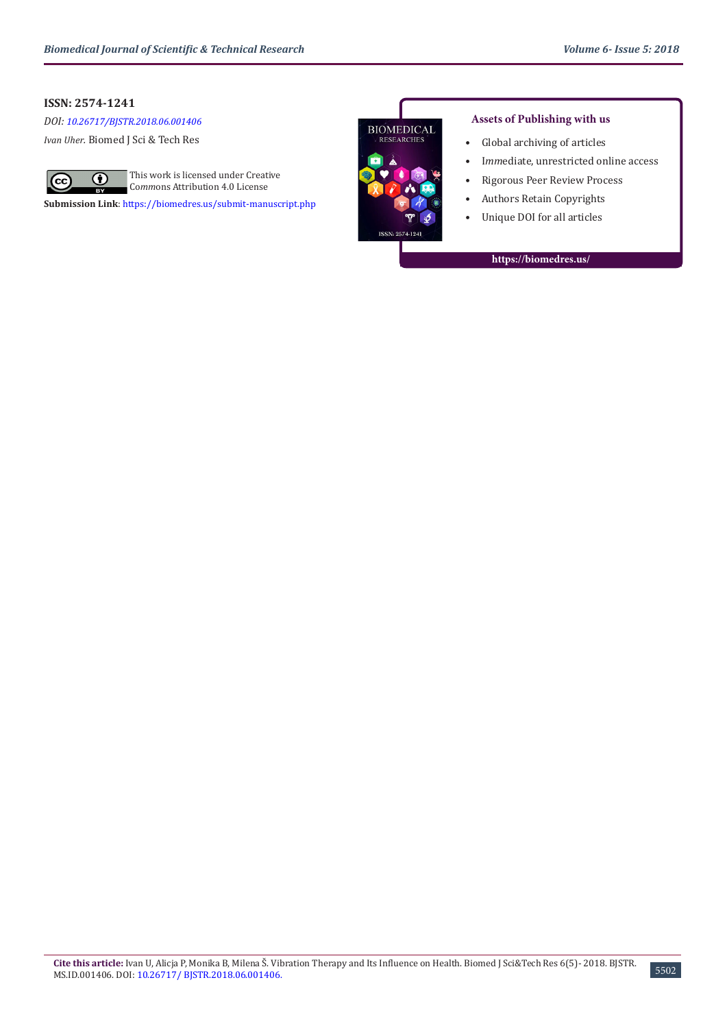**ISSN: 2574-1241**

*DOI: 10.26717/BJSTR.2018.06.001406*

*Ivan Uher.* Biomed J Sci & Tech Res

This work is licensed under Creative Commons Attribution 4.0 License

**Submission Link**: https://biomedres.us/submit-manuscript.php

**Assets of Publishing with us**

- Global archiving of articles
- Immediate, unrestricted online access
- Rigorous Peer Review Process
- Authors Retain Copyrights
- Unique DOI for all articles

**https://biomedres.us/**

**Cite this article:** Ivan U, Alicja P, Monika B, Milena Š. Vibration Therapy and Its Influence on Health. Biomed J Sci&Tech Res 6(5)- 2018. BJSTR. MS.ID.001406. DOI: 10.26717/ BJSTR.2018.06.001406.